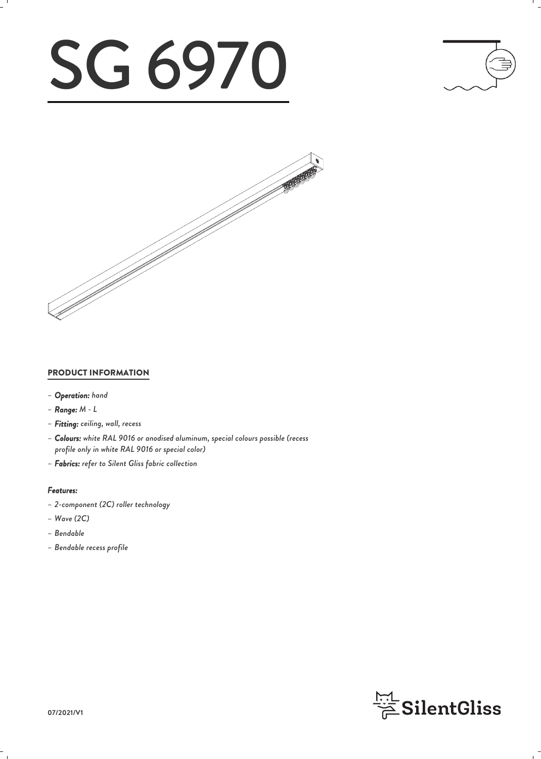# SG 6970

## PRODUCT INFORMATION

- ***Operation:*** *hand*
- ***Range:*** *M - L*
- ***Fitting:*** *ceiling, wall, recess*
- ***Colours:*** *white RAL 9016 or anodised aluminum, special colours possible (recess profile only in white RAL 9016 or special color)*
- ***Fabrics:*** *refer to Silent Gliss fabric collection*

### *Features:*

- *2-component (2C) roller technology*
- *Wave (2C)*
- *Bendable*
- *Bendable recess profile*

07/2021/V1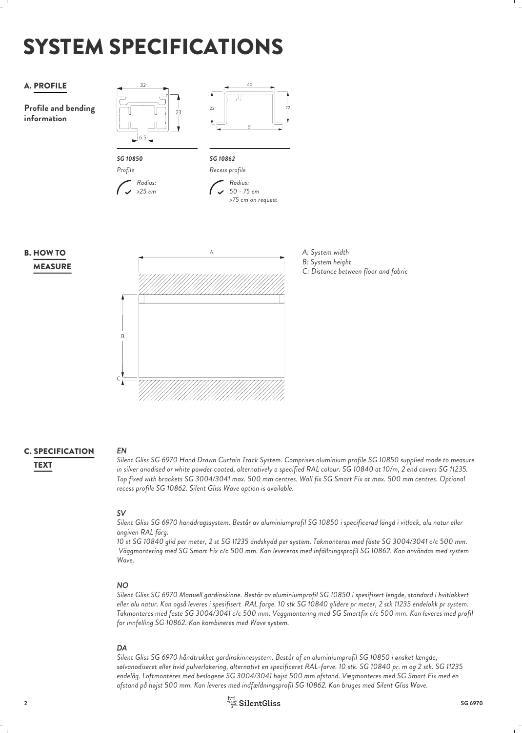# SYSTEM SPECIFICATIONS

## A. PROFILE

**Profile and bending information**

***SG 10850***

*Profile*

*Radius: >25 cm*

***SG 10862***

*Recess profile*

*Radius: 50 - 75 cm*
*>75 cm on request*

## B. HOW TO MEASURE

*A: System width*
*B: System height*
*C: Distance between floor and fabric*

## C. SPECIFICATION TEXT

***EN***

*Silent Gliss SG 6970 Hand Drawn Curtain Track System. Comprises aluminium profile SG 10850 supplied made to measure in silver anodised or white powder coated, alternatively a specified RAL colour. SG 10840 at 10/m, 2 end covers SG 11235. Top fixed with brackets SG 3004/3041 max. 500 mm centres. Wall fix SG Smart Fix at max. 500 mm centres. Optional recess profile SG 10862. Silent Gliss Wave option is available.*

***SV***

*Silent Gliss SG 6970 handdragssystem. Består av aluminiumprofil SG 10850 i specificerad längd i vitlack, alu natur eller angiven RAL färg.*
*10 st SG 10840 glid per meter, 2 st SG 11235 ändskydd per system. Takmonteras med fäste SG 3004/3041 c/c 500 mm. Väggmontering med SG Smart Fix c/c 500 mm. Kan levereras med infällningsprofil SG 10862. Kan användas med system Wave.*

***NO***

*Silent Gliss SG 6970 Manuell gardinskinne. Består av aluminiumprofil SG 10850 i spesifisert lengde, standard i hvitlakkert eller alu natur. Kan også leveres i spesifisert RAL farge. 10 stk SG 10840 glidere pr meter, 2 stk 11235 endelokk pr system. Takmonteres med feste SG 3004/3041 c/c 500 mm. Veggmontering med SG Smartfix c/c 500 mm. Kan leveres med profil for innfelling SG 10862. Kan kombineres med Wave system.*

***DA***

*Silent Gliss SG 6970 håndtrukket gardinskinnesystem. Består af en aluminiumprofil SG 10850 i ønsket længde, sølvanodiseret eller hvid pulverlakering, alternativt en specificeret RAL-farve. 10 stk. SG 10840 pr. m og 2 stk. SG 11235 endelåg. Loftmonteres med beslagene SG 3004/3041 højst 500 mm afstand. Vægmonteres med SG Smart Fix med en afstand på højst 500 mm. Kan leveres med indfældningsprofil SG 10862. Kan bruges med Silent Gliss Wave.*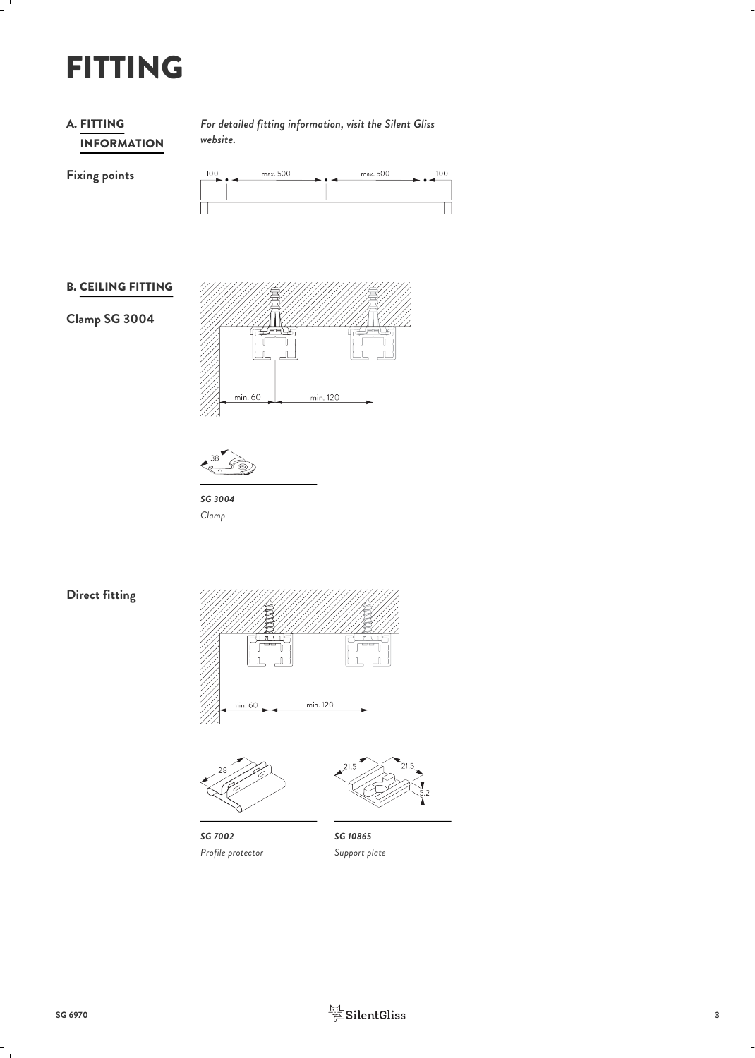# FITTING

## A. FITTING INFORMATION

*For detailed fitting information, visit the Silent Gliss website.*

**Fixing points**

100 max. 500 max. 500 100

## B. CEILING FITTING

**Clamp SG 3004**

min. 60 min. 120

38

***SG 3004***
*Clamp*

**Direct fitting**

min. 60 min. 120

28

21.5 21.5 5.2

***SG 7002***
*Profile protector*

***SG 10865***
*Support plate*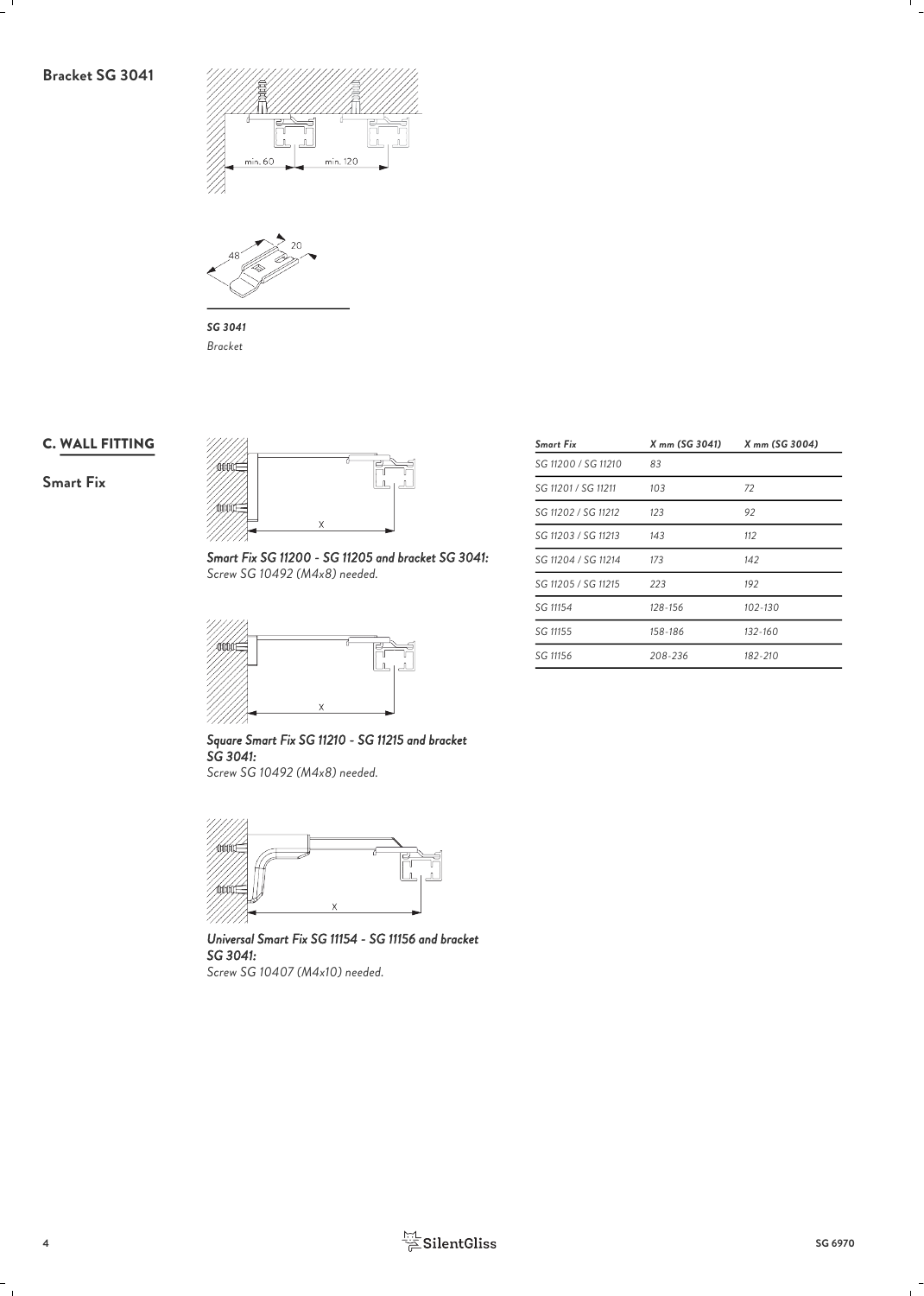## Bracket SG 3041

min. 60 min. 120

48 20

***SG 3041***
*Bracket*

## C. WALL FITTING

### Smart Fix

*X*

***Smart Fix SG 11200 - SG 11205 and bracket SG 3041:***
*Screw SG 10492 (M4x8) needed.*

*X*

***Square Smart Fix SG 11210 - SG 11215 and bracket SG 3041:***
*Screw SG 10492 (M4x8) needed.*

*X*

***Universal Smart Fix SG 11154 - SG 11156 and bracket SG 3041:***
*Screw SG 10407 (M4x10) needed.*

| *Smart Fix* | *X mm (SG 3041)* | *X mm (SG 3004)* |
|---|---|---|
| *SG 11200 / SG 11210* | *83* | |
| *SG 11201 / SG 11211* | *103* | *72* |
| *SG 11202 / SG 11212* | *123* | *92* |
| *SG 11203 / SG 11213* | *143* | *112* |
| *SG 11204 / SG 11214* | *173* | *142* |
| *SG 11205 / SG 11215* | *223* | *192* |
| *SG 11154* | *128-156* | *102-130* |
| *SG 11155* | *158-186* | *132-160* |
| *SG 11156* | *208-236* | *182-210* |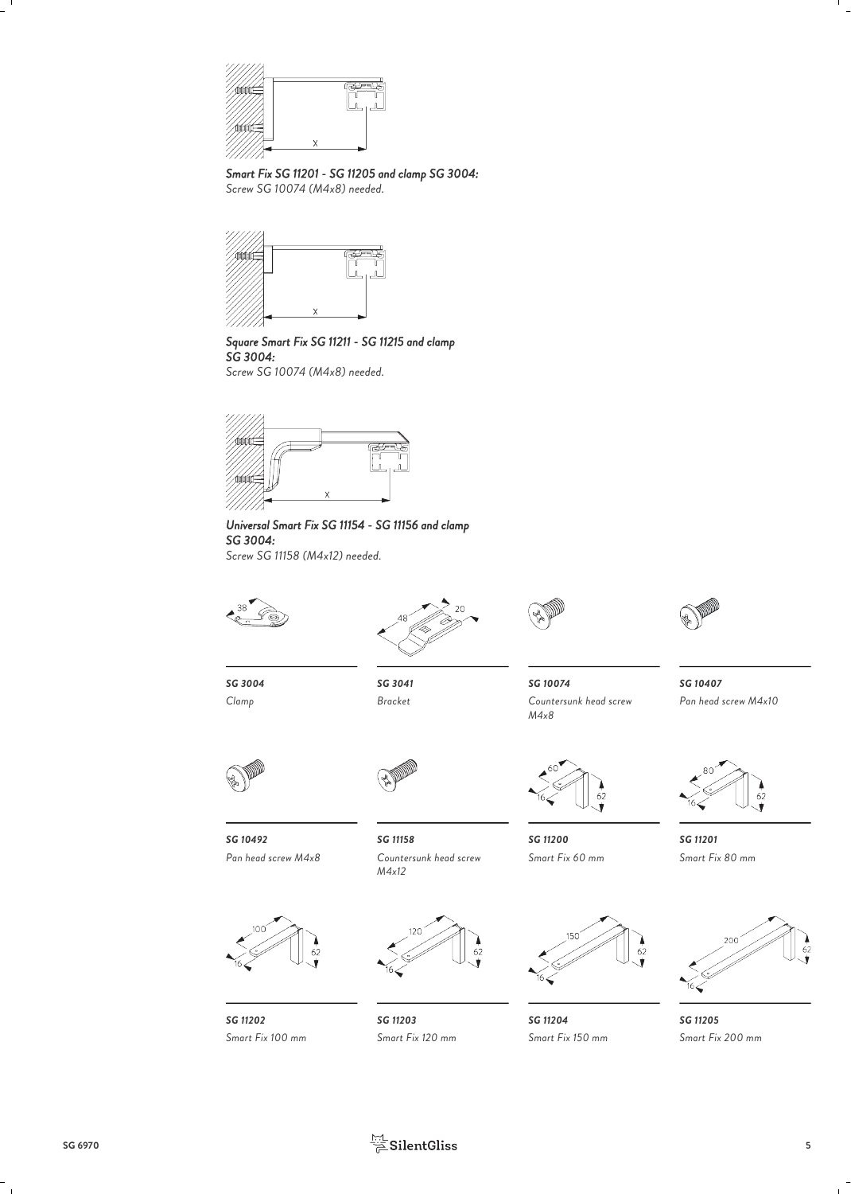***Smart Fix SG 11201 - SG 11205 and clamp SG 3004:***
*Screw SG 10074 (M4x8) needed.*

***Square Smart Fix SG 11211 - SG 11215 and clamp SG 3004:***
*Screw SG 10074 (M4x8) needed.*

***Universal Smart Fix SG 11154 - SG 11156 and clamp SG 3004:***
*Screw SG 11158 (M4x12) needed.*

***SG 3004***
*Clamp*

***SG 3041***
*Bracket*

***SG 10074***
*Countersunk head screw M4x8*

***SG 10407***
*Pan head screw M4x10*

***SG 10492***
*Pan head screw M4x8*

***SG 11158***
*Countersunk head screw M4x12*

***SG 11200***
*Smart Fix 60 mm*

***SG 11201***
*Smart Fix 80 mm*

***SG 11202***
*Smart Fix 100 mm*

***SG 11203***
*Smart Fix 120 mm*

***SG 11204***
*Smart Fix 150 mm*

***SG 11205***
*Smart Fix 200 mm*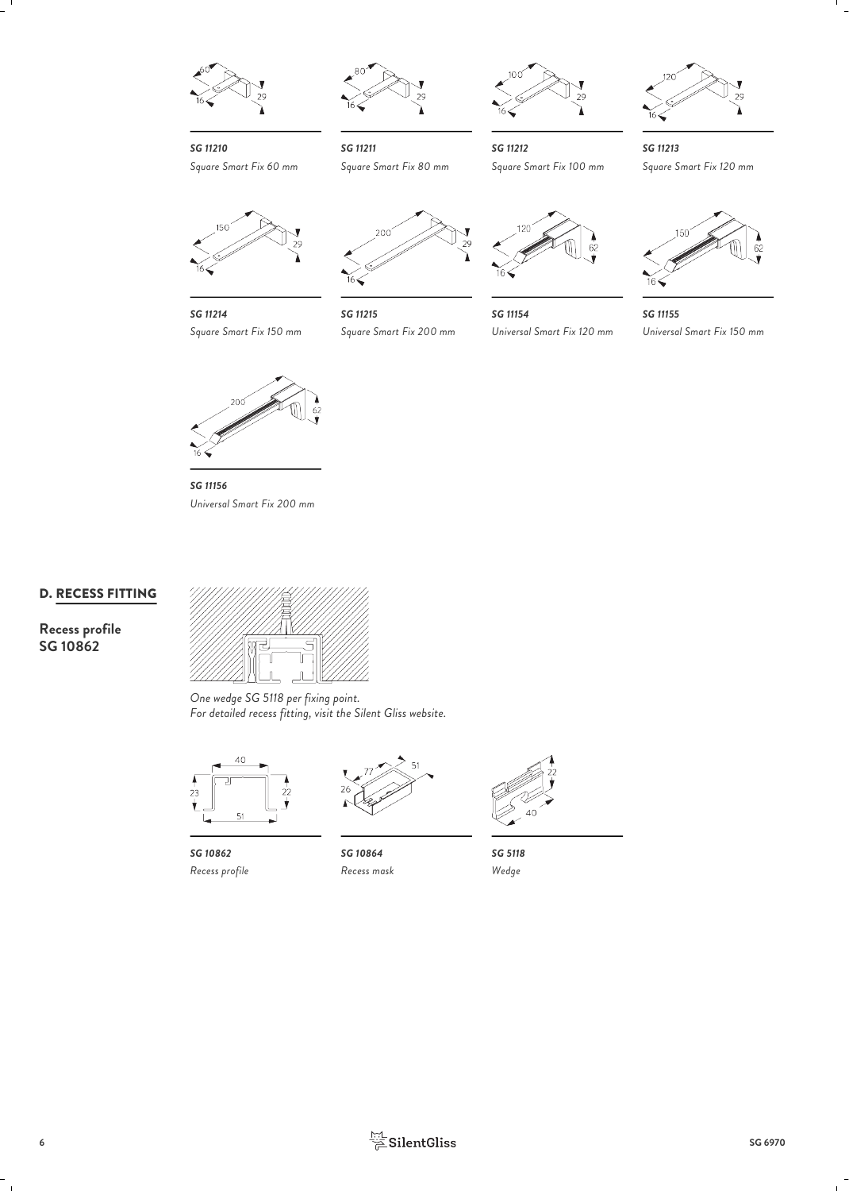*SG 11210*
*Square Smart Fix 60 mm*

*SG 11211*
*Square Smart Fix 80 mm*

*SG 11212*
*Square Smart Fix 100 mm*

*SG 11213*
*Square Smart Fix 120 mm*

*SG 11214*
*Square Smart Fix 150 mm*

*SG 11215*
*Square Smart Fix 200 mm*

*SG 11154*
*Universal Smart Fix 120 mm*

*SG 11155*
*Universal Smart Fix 150 mm*

*SG 11156*
*Universal Smart Fix 200 mm*

## D. RECESS FITTING

**Recess profile SG 10862**

*One wedge SG 5118 per fixing point.*
*For detailed recess fitting, visit the Silent Gliss website.*

*SG 10862*
*Recess profile*

*SG 10864*
*Recess mask*

*SG 5118*
*Wedge*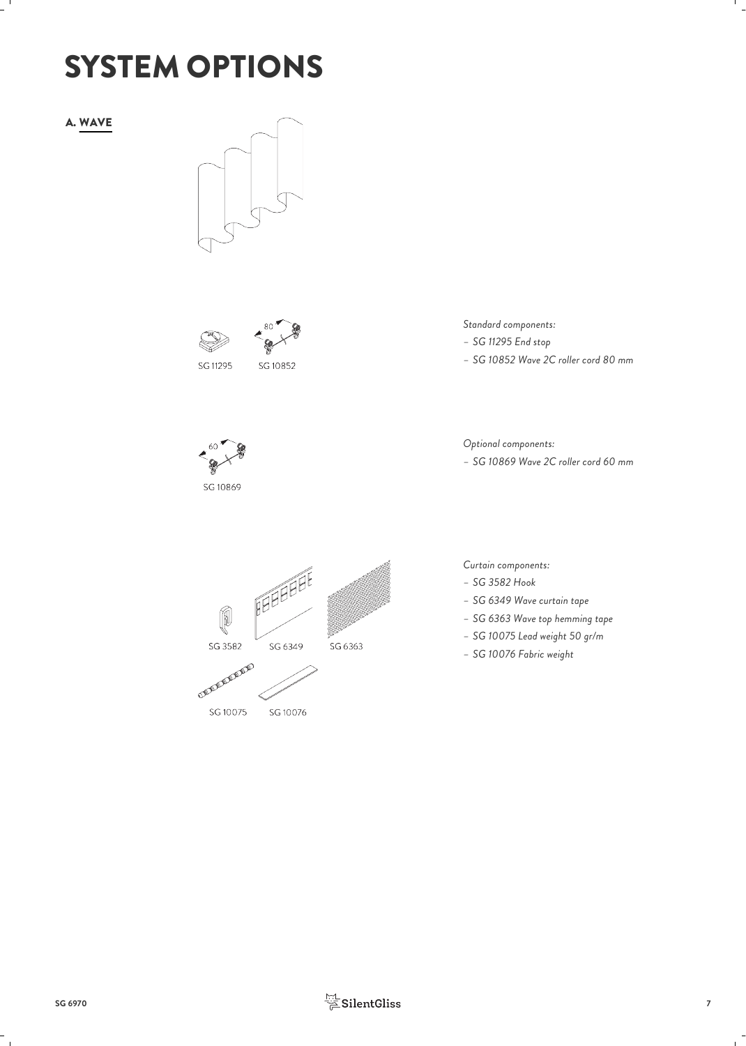# SYSTEM OPTIONS

## A. WAVE

SG 11295 SG 10852

*Standard components:*

- *SG 11295 End stop*
- *SG 10852 Wave 2C roller cord 80 mm*

SG 10869

*Optional components:*

- *SG 10869 Wave 2C roller cord 60 mm*

SG 3582 SG 6349 SG 6363

SG 10075 SG 10076

*Curtain components:*

- *SG 3582 Hook*
- *SG 6349 Wave curtain tape*
- *SG 6363 Wave top hemming tape*
- *SG 10075 Lead weight 50 gr/m*
- *SG 10076 Fabric weight*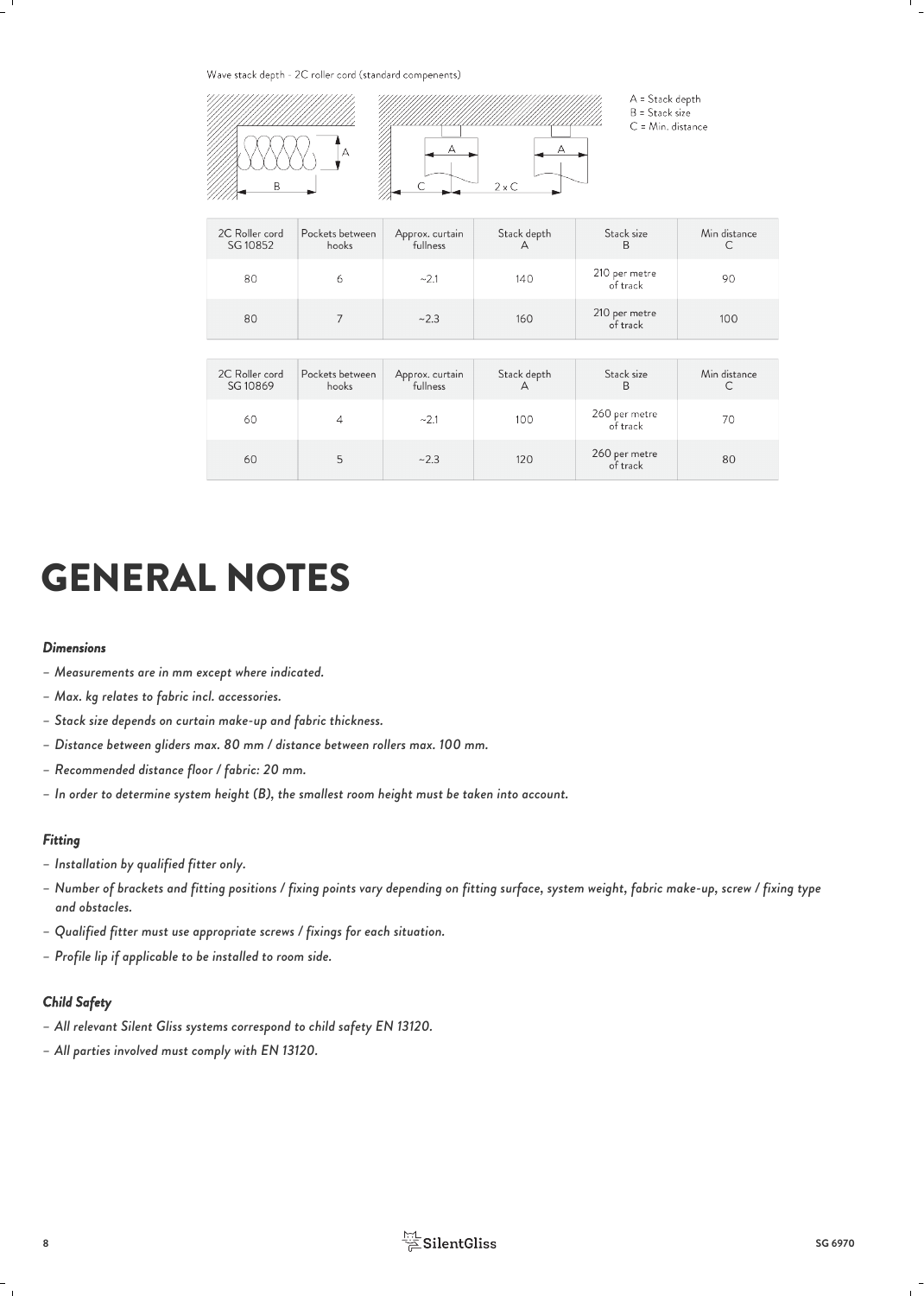Wave stack depth - 2C roller cord (standard compenents)

A = Stack depth
B = Stack size
C = Min. distance

| 2C Roller cord SG 10852 | Pockets between hooks | Approx. curtain fullness | Stack depth A | Stack size B | Min distance C |
|---|---|---|---|---|---|
| 80 | 6 | ~2.1 | 140 | 210 per metre of track | 90 |
| 80 | 7 | ~2.3 | 160 | 210 per metre of track | 100 |

| 2C Roller cord SG 10869 | Pockets between hooks | Approx. curtain fullness | Stack depth A | Stack size B | Min distance C |
|---|---|---|---|---|---|
| 60 | 4 | ~2.1 | 100 | 260 per metre of track | 70 |
| 60 | 5 | ~2.3 | 120 | 260 per metre of track | 80 |

# GENERAL NOTES

### *Dimensions*

- *Measurements are in mm except where indicated.*
- *Max. kg relates to fabric incl. accessories.*
- *Stack size depends on curtain make-up and fabric thickness.*
- *Distance between gliders max. 80 mm / distance between rollers max. 100 mm.*
- *Recommended distance floor / fabric: 20 mm.*
- *In order to determine system height (B), the smallest room height must be taken into account.*

### *Fitting*

- *Installation by qualified fitter only.*
- *Number of brackets and fitting positions / fixing points vary depending on fitting surface, system weight, fabric make-up, screw / fixing type and obstacles.*
- *Qualified fitter must use appropriate screws / fixings for each situation.*
- *Profile lip if applicable to be installed to room side.*

### *Child Safety*

- *All relevant Silent Gliss systems correspond to child safety EN 13120.*
- *All parties involved must comply with EN 13120.*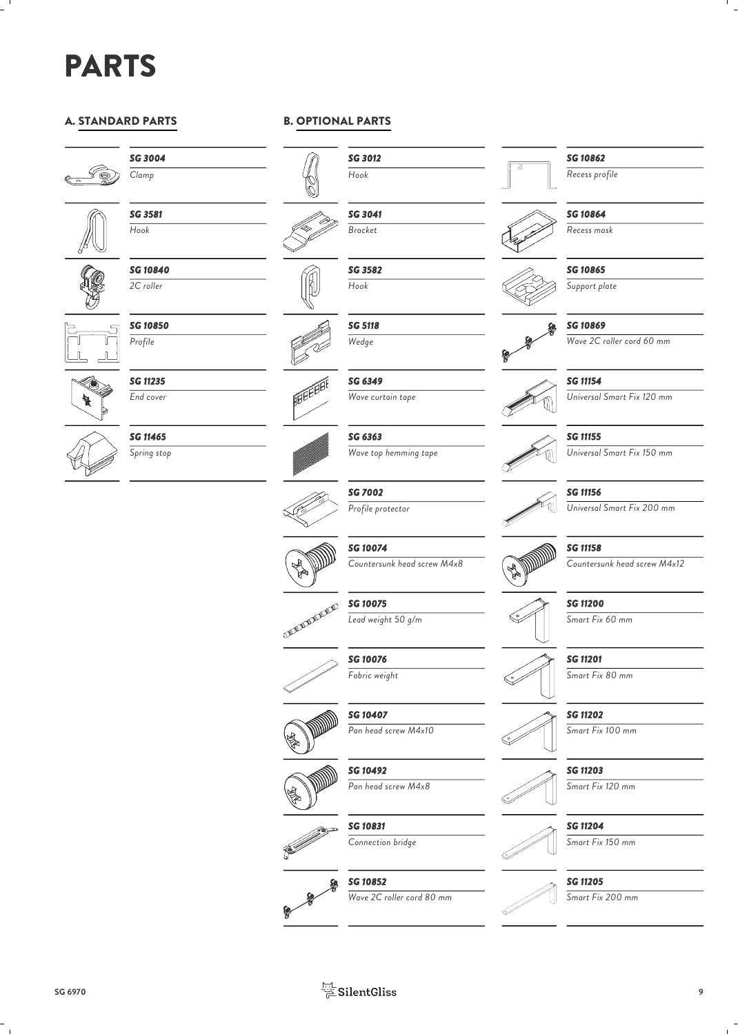# PARTS

## A. STANDARD PARTS

| Code | Part |
|---|---|
| SG 3004 | Clamp |
| SG 3581 | Hook |
| SG 10840 | 2C roller |
| SG 10850 | Profile |
| SG 11235 | End cover |
| SG 11465 | Spring stop |

## B. OPTIONAL PARTS

| Code | Part |
|---|---|
| SG 3012 | Hook |
| SG 3041 | Bracket |
| SG 3582 | Hook |
| SG 5118 | Wedge |
| SG 6349 | Wave curtain tape |
| SG 6363 | Wave top hemming tape |
| SG 7002 | Profile protector |
| SG 10074 | Countersunk head screw M4x8 |
| SG 10075 | Lead weight 50 g/m |
| SG 10076 | Fabric weight |
| SG 10407 | Pan head screw M4x10 |
| SG 10492 | Pan head screw M4x8 |
| SG 10831 | Connection bridge |
| SG 10852 | Wave 2C roller cord 80 mm |
| SG 10862 | Recess profile |
| SG 10864 | Recess mask |
| SG 10865 | Support plate |
| SG 10869 | Wave 2C roller cord 60 mm |
| SG 11154 | Universal Smart Fix 120 mm |
| SG 11155 | Universal Smart Fix 150 mm |
| SG 11156 | Universal Smart Fix 200 mm |
| SG 11158 | Countersunk head screw M4x12 |
| SG 11200 | Smart Fix 60 mm |
| SG 11201 | Smart Fix 80 mm |
| SG 11202 | Smart Fix 100 mm |
| SG 11203 | Smart Fix 120 mm |
| SG 11204 | Smart Fix 150 mm |
| SG 11205 | Smart Fix 200 mm |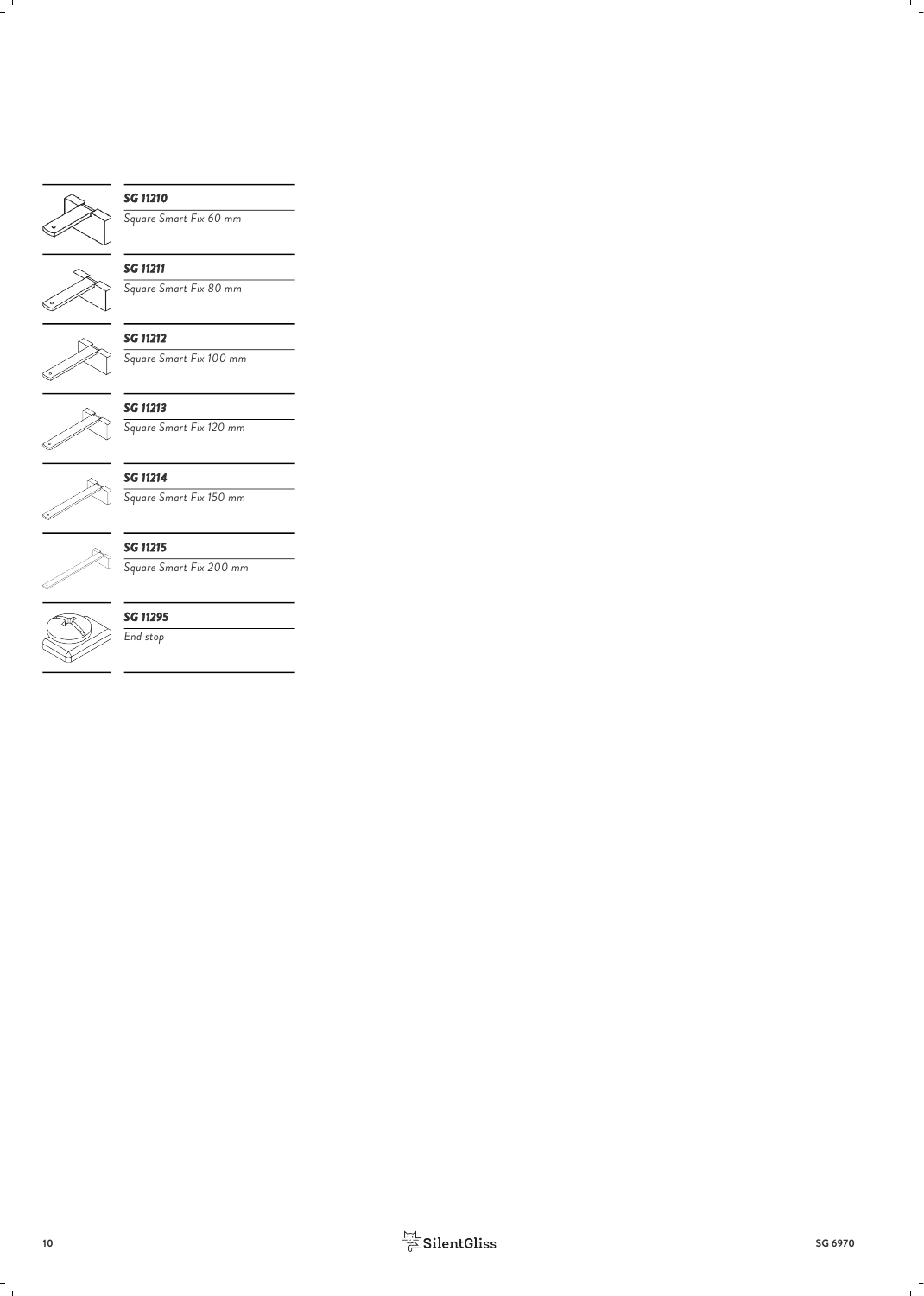***SG 11210***

*Square Smart Fix 60 mm*

***SG 11211***

*Square Smart Fix 80 mm*

***SG 11212***

*Square Smart Fix 100 mm*

***SG 11213***

*Square Smart Fix 120 mm*

***SG 11214***

*Square Smart Fix 150 mm*

***SG 11215***

*Square Smart Fix 200 mm*

***SG 11295***

*End stop*